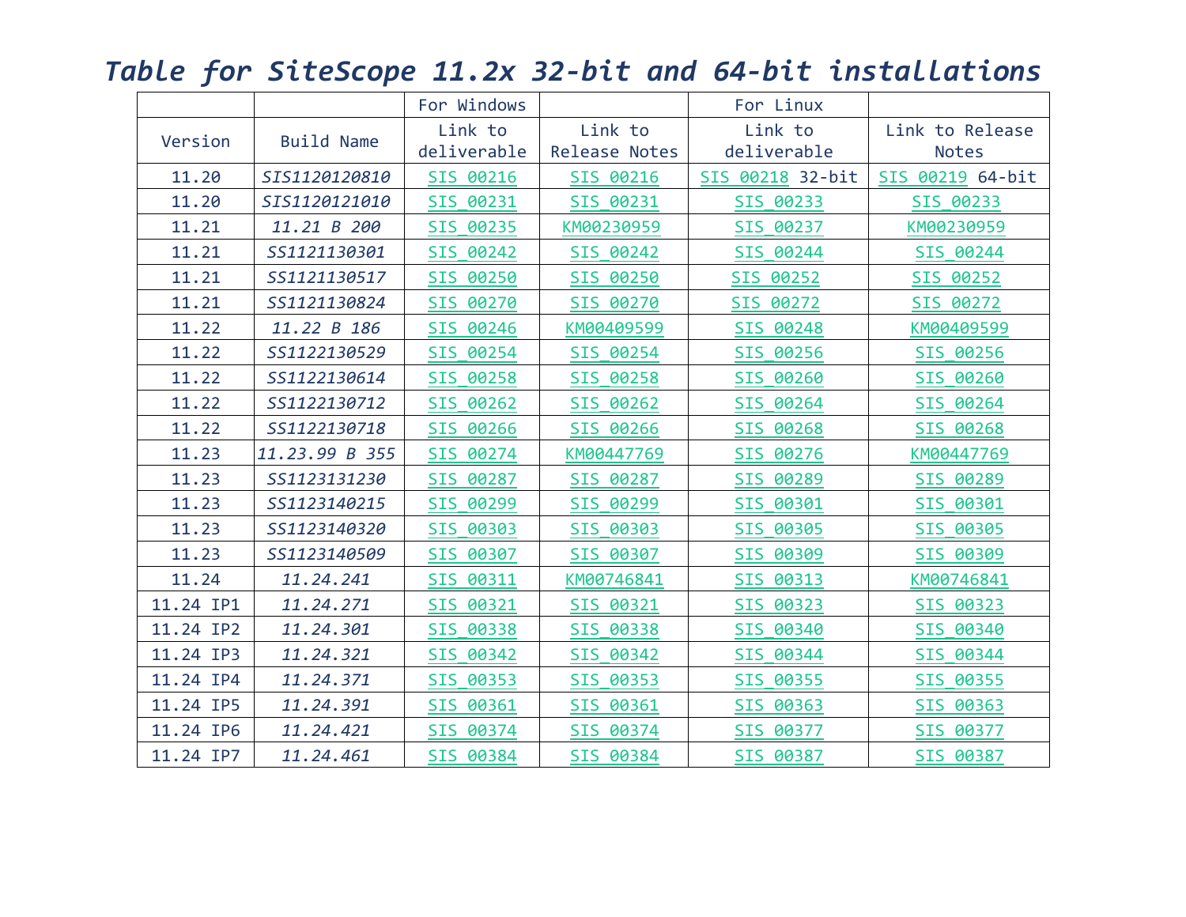# *Table for SiteScope 11.2x 32-bit and 64-bit installations*

| | | For Windows | | For Linux | |
|---|---|---|---|---|---|
| Version | Build Name | Link to deliverable | Link to Release Notes | Link to deliverable | Link to Release Notes |
| 11.20 | *SIS1120120810* | SIS_00216 | SIS_00216 | SIS_00218 32-bit | SIS_00219 64-bit |
| 11.20 | *SIS1120121010* | SIS_00231 | SIS_00231 | SIS_00233 | SIS_00233 |
| 11.21 | *11.21 B 200* | SIS_00235 | KM00230959 | SIS_00237 | KM00230959 |
| 11.21 | *SS1121130301* | SIS_00242 | SIS_00242 | SIS_00244 | SIS_00244 |
| 11.21 | *SS1121130517* | SIS_00250 | SIS_00250 | SIS_00252 | SIS_00252 |
| 11.21 | *SS1121130824* | SIS_00270 | SIS_00270 | SIS_00272 | SIS_00272 |
| 11.22 | *11.22 B 186* | SIS_00246 | KM00409599 | SIS_00248 | KM00409599 |
| 11.22 | *SS1122130529* | SIS_00254 | SIS_00254 | SIS_00256 | SIS_00256 |
| 11.22 | *SS1122130614* | SIS_00258 | SIS_00258 | SIS_00260 | SIS_00260 |
| 11.22 | *SS1122130712* | SIS_00262 | SIS_00262 | SIS_00264 | SIS_00264 |
| 11.22 | *SS1122130718* | SIS_00266 | SIS_00266 | SIS_00268 | SIS_00268 |
| 11.23 | *11.23.99 B 355* | SIS_00274 | KM00447769 | SIS_00276 | KM00447769 |
| 11.23 | *SS1123131230* | SIS_00287 | SIS_00287 | SIS_00289 | SIS_00289 |
| 11.23 | *SS1123140215* | SIS_00299 | SIS_00299 | SIS_00301 | SIS_00301 |
| 11.23 | *SS1123140320* | SIS_00303 | SIS_00303 | SIS_00305 | SIS_00305 |
| 11.23 | *SS1123140509* | SIS_00307 | SIS_00307 | SIS_00309 | SIS_00309 |
| 11.24 | *11.24.241* | SIS_00311 | KM00746841 | SIS_00313 | KM00746841 |
| 11.24 IP1 | *11.24.271* | SIS_00321 | SIS_00321 | SIS_00323 | SIS_00323 |
| 11.24 IP2 | *11.24.301* | SIS_00338 | SIS_00338 | SIS_00340 | SIS_00340 |
| 11.24 IP3 | *11.24.321* | SIS_00342 | SIS_00342 | SIS_00344 | SIS_00344 |
| 11.24 IP4 | *11.24.371* | SIS_00353 | SIS_00353 | SIS_00355 | SIS_00355 |
| 11.24 IP5 | *11.24.391* | SIS_00361 | SIS_00361 | SIS_00363 | SIS_00363 |
| 11.24 IP6 | *11.24.421* | SIS_00374 | SIS_00374 | SIS_00377 | SIS_00377 |
| 11.24 IP7 | *11.24.461* | SIS_00384 | SIS_00384 | SIS_00387 | SIS_00387 |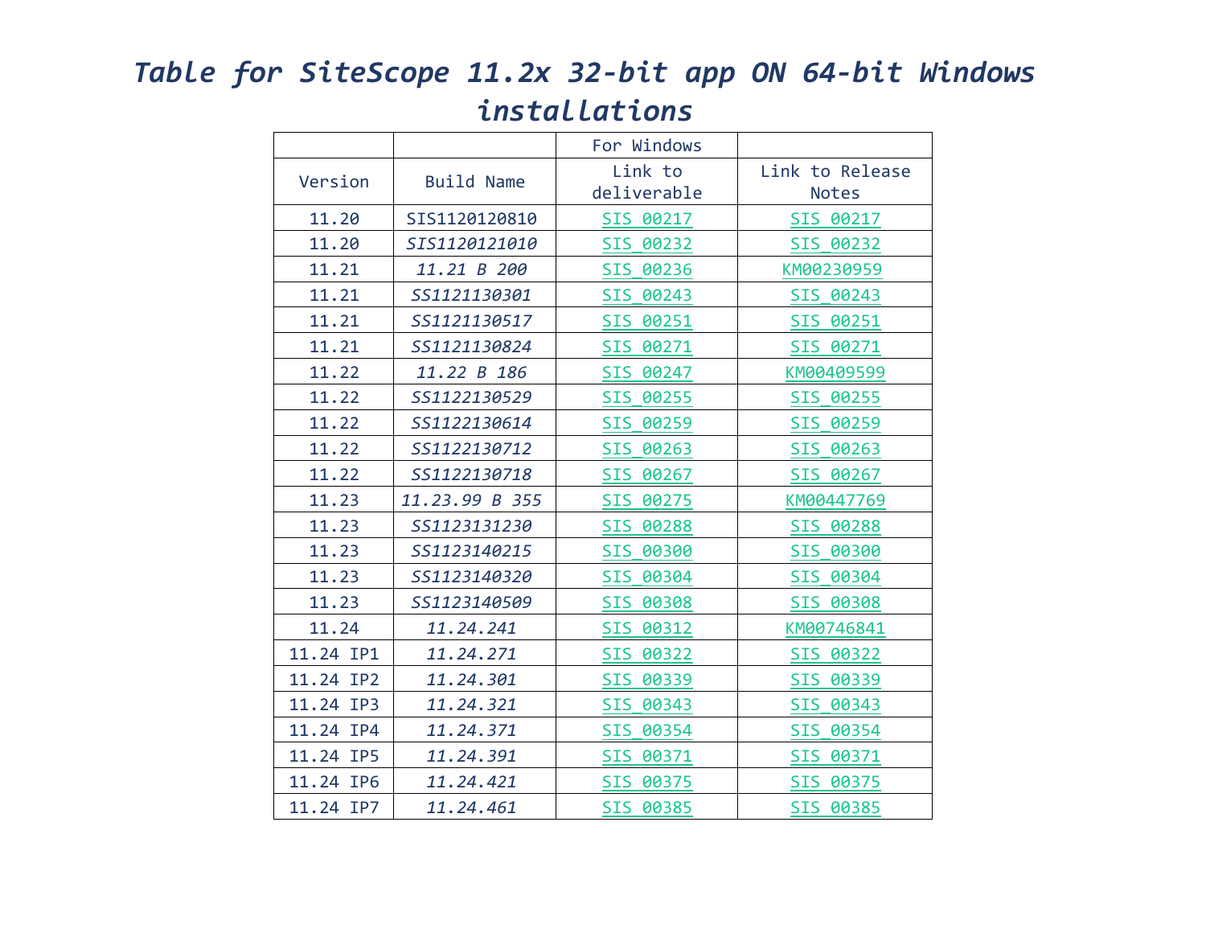# *Table for SiteScope 11.2x 32-bit app ON 64-bit Windows installations*

| | | For Windows | |
|---|---|---|---|
| Version | Build Name | Link to deliverable | Link to Release Notes |
| 11.20 | SIS1120120810 | SIS_00217 | SIS_00217 |
| 11.20 | *SIS1120121010* | SIS_00232 | SIS_00232 |
| 11.21 | *11.21 B 200* | SIS_00236 | KM00230959 |
| 11.21 | *SS1121130301* | SIS_00243 | SIS_00243 |
| 11.21 | *SS1121130517* | SIS_00251 | SIS_00251 |
| 11.21 | *SS1121130824* | SIS_00271 | SIS_00271 |
| 11.22 | *11.22 B 186* | SIS_00247 | KM00409599 |
| 11.22 | *SS1122130529* | SIS_00255 | SIS_00255 |
| 11.22 | *SS1122130614* | SIS_00259 | SIS_00259 |
| 11.22 | *SS1122130712* | SIS_00263 | SIS_00263 |
| 11.22 | *SS1122130718* | SIS_00267 | SIS_00267 |
| 11.23 | *11.23.99 B 355* | SIS_00275 | KM00447769 |
| 11.23 | *SS1123131230* | SIS_00288 | SIS_00288 |
| 11.23 | *SS1123140215* | SIS_00300 | SIS_00300 |
| 11.23 | *SS1123140320* | SIS_00304 | SIS_00304 |
| 11.23 | *SS1123140509* | SIS_00308 | SIS_00308 |
| 11.24 | *11.24.241* | SIS_00312 | KM00746841 |
| 11.24 IP1 | *11.24.271* | SIS_00322 | SIS_00322 |
| 11.24 IP2 | *11.24.301* | SIS_00339 | SIS_00339 |
| 11.24 IP3 | *11.24.321* | SIS_00343 | SIS_00343 |
| 11.24 IP4 | *11.24.371* | SIS_00354 | SIS_00354 |
| 11.24 IP5 | *11.24.391* | SIS_00371 | SIS_00371 |
| 11.24 IP6 | *11.24.421* | SIS_00375 | SIS_00375 |
| 11.24 IP7 | *11.24.461* | SIS_00385 | SIS_00385 |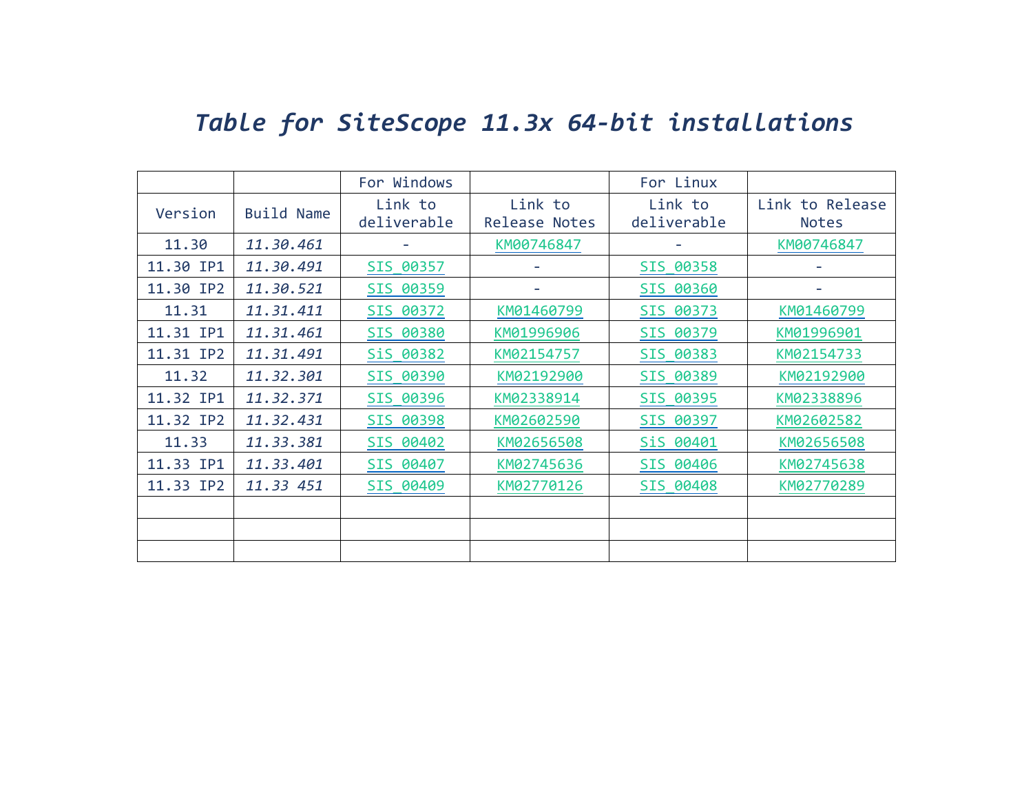# *Table for SiteScope 11.3x 64-bit installations*

| | | For Windows | | For Linux | |
|---|---|---|---|---|---|
| Version | Build Name | Link to deliverable | Link to Release Notes | Link to deliverable | Link to Release Notes |
| 11.30 | *11.30.461* | - | KM00746847 | - | KM00746847 |
| 11.30 IP1 | *11.30.491* | SIS_00357 | - | SIS_00358 | - |
| 11.30 IP2 | *11.30.521* | SIS_00359 | - | SIS_00360 | - |
| 11.31 | *11.31.411* | SIS_00372 | KM01460799 | SIS_00373 | KM01460799 |
| 11.31 IP1 | *11.31.461* | SIS_00380 | KM01996906 | SIS_00379 | KM01996901 |
| 11.31 IP2 | *11.31.491* | SiS_00382 | KM02154757 | SIS_00383 | KM02154733 |
| 11.32 | *11.32.301* | SIS_00390 | KM02192900 | SIS_00389 | KM02192900 |
| 11.32 IP1 | *11.32.371* | SIS_00396 | KM02338914 | SIS_00395 | KM02338896 |
| 11.32 IP2 | *11.32.431* | SIS_00398 | KM02602590 | SIS_00397 | KM02602582 |
| 11.33 | *11.33.381* | SIS_00402 | KM02656508 | SiS_00401 | KM02656508 |
| 11.33 IP1 | *11.33.401* | SIS_00407 | KM02745636 | SIS_00406 | KM02745638 |
| 11.33 IP2 | *11.33 451* | SIS_00409 | KM02770126 | SIS_00408 | KM02770289 |
| | | | | | |
| | | | | | |
| | | | | | |